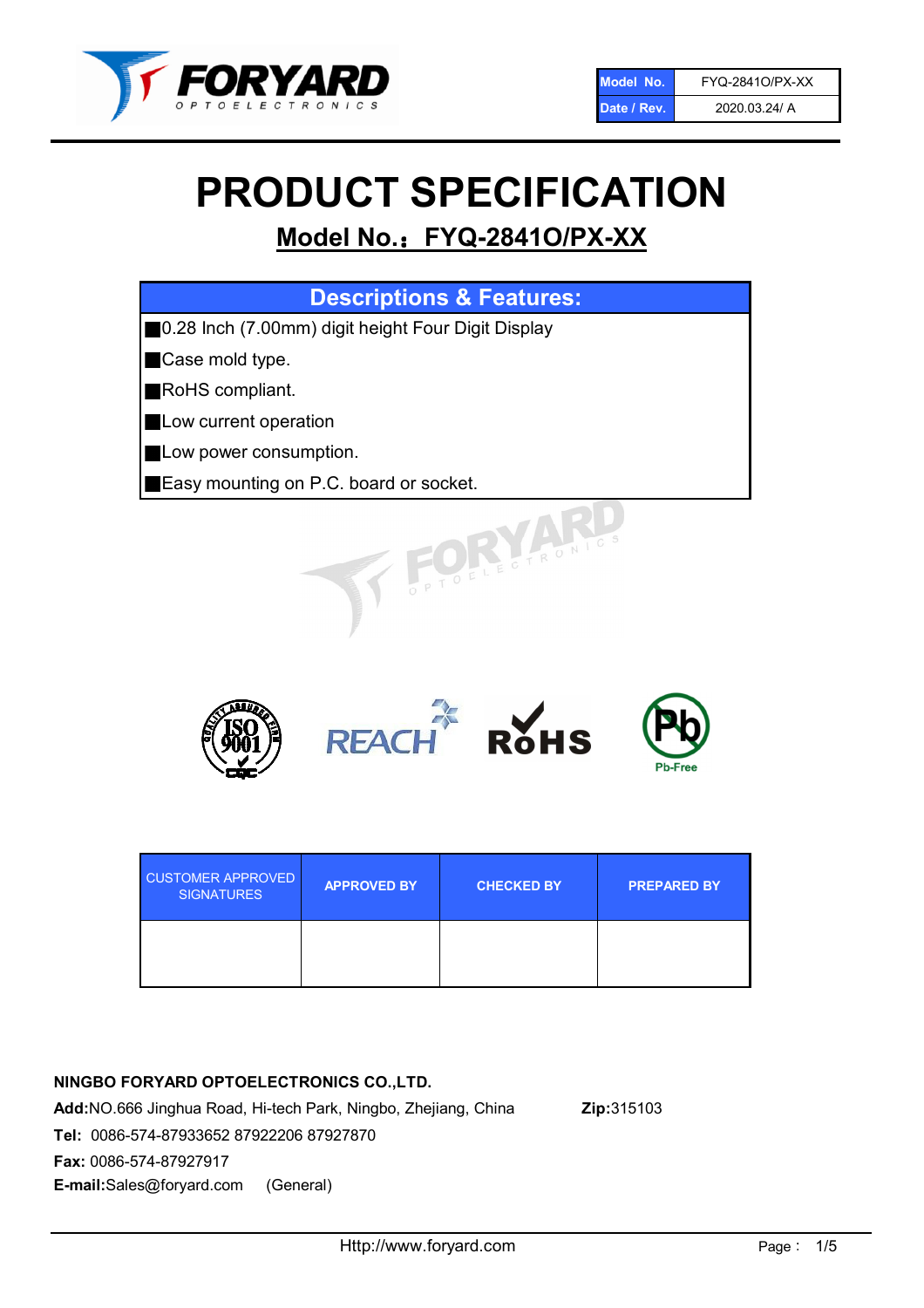| Model No. | FYQ-2841O/PX-XX |
| --- | --- |
| Date / Rev. | 2020.03.24/ A |

# PRODUCT SPECIFICATION

## Model No.：FYQ-2841O/PX-XX

| Descriptions & Features: |
| --- |
| ■0.28 Inch (7.00mm) digit height Four Digit Display |
| ■Case mold type. |
| ■RoHS compliant. |
| ■Low current operation |
| ■Low power consumption. |
| ■Easy mounting on P.C. board or socket. |

| CUSTOMER APPROVED SIGNATURES | APPROVED BY | CHECKED BY | PREPARED BY |
| --- | --- | --- | --- |
| | | | |

**NINGBO FORYARD OPTOELECTRONICS CO.,LTD.**

**Add:**NO.666 Jinghua Road, Hi-tech Park, Ningbo, Zhejiang, China **Zip:**315103

**Tel:** 0086-574-87933652 87922206 87927870

**Fax:** 0086-574-87927917

**E-mail:**Sales@foryard.com (General)

Http://www.foryard.com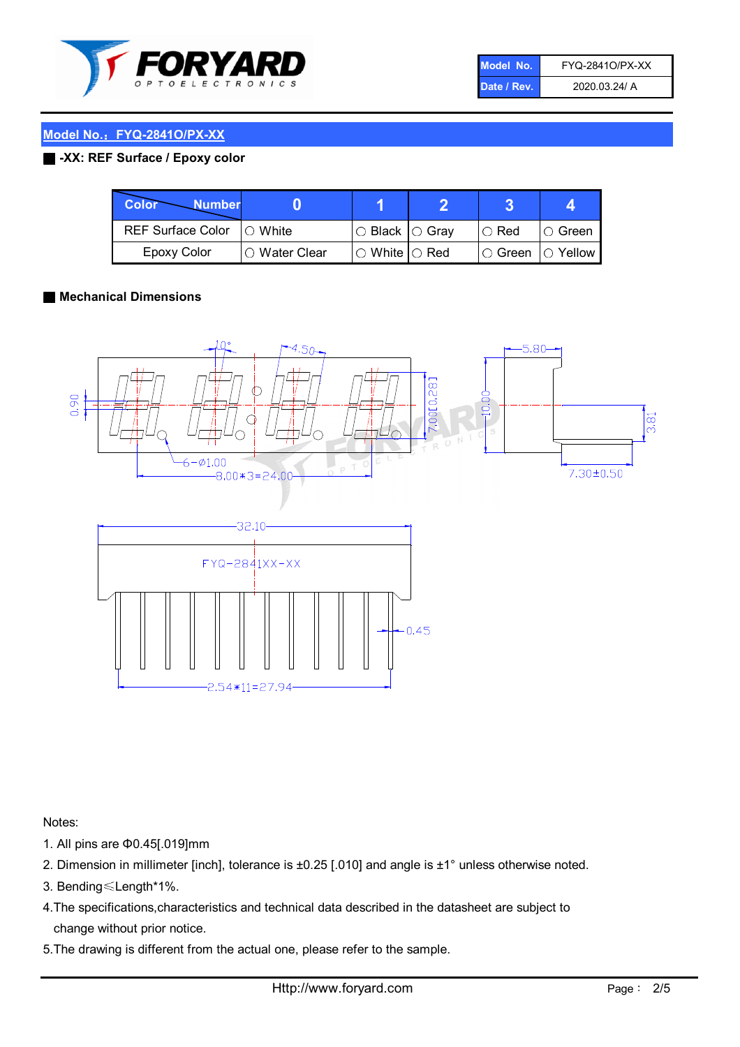| Model No. | FYQ-2841O/PX-XX |
| --- | --- |
| Date / Rev. | 2020.03.24/ A |

## Model No.：FYQ-2841O/PX-XX

**-XX: REF Surface / Epoxy color**

| Color \ Number | 0 | 1 | 2 | 3 | 4 |
| --- | --- | --- | --- | --- | --- |
| REF Surface Color | ○ White | ○ Black | ○ Gray | ○ Red | ○ Green |
| Epoxy Color | ○ Water Clear | ○ White | ○ Red | ○ Green | ○ Yellow |

**Mechanical Dimensions**

Notes:

1. All pins are Φ0.45[.019]mm
2. Dimension in millimeter [inch], tolerance is ±0.25 [.010] and angle is ±1° unless otherwise noted.
3. Bending≤Length*1%.
4. The specifications,characteristics and technical data described in the datasheet are subject to change without prior notice.
5. The drawing is different from the actual one, please refer to the sample.

Http://www.foryard.com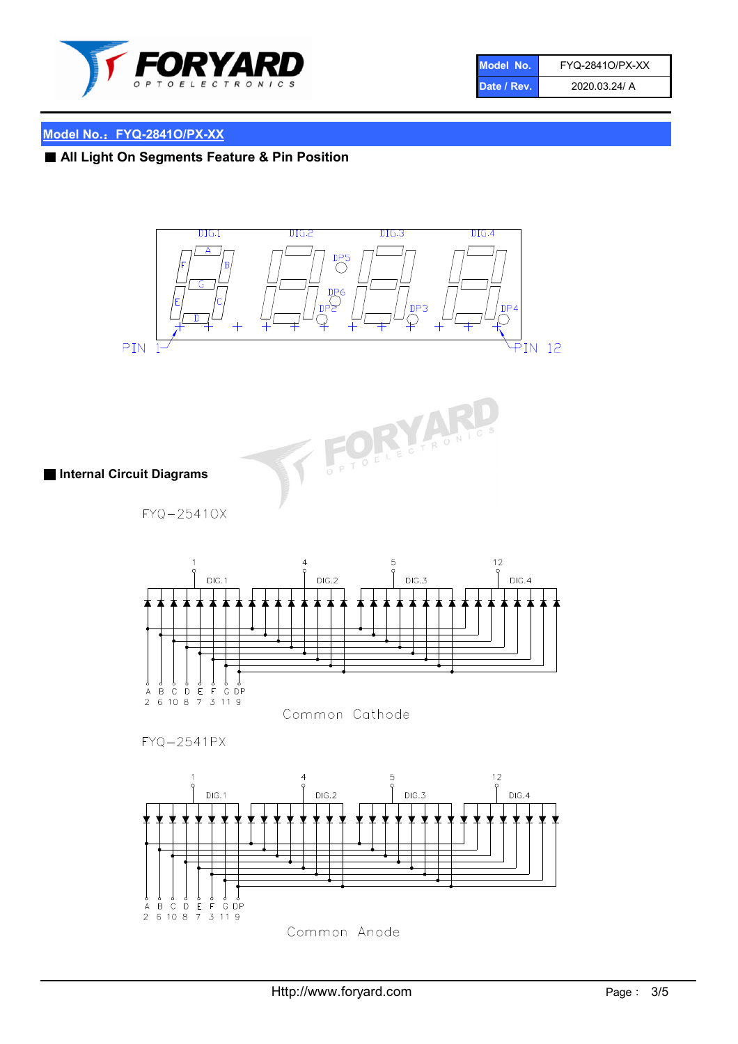## Model No.：FYQ-2841O/PX-XX

### ■ All Light On Segments Feature & Pin Position

DIG.1 DIG.2 DIG.3 DIG.4

A B F G E C D DP5 DP6 DP2 DP3 DP4

PIN 1 PIN 12

### ■ Internal Circuit Diagrams

FYQ-2541OX

1 4 5 12

DIG.1 DIG.2 DIG.3 DIG.4

| A | B | C | D | E | F | G | DP |
|---|---|---|---|---|---|---|---|
| 2 | 6 | 10 | 8 | 7 | 3 | 11 | 9 |

Common Cathode

FYQ-2541PX

1 4 5 12

DIG.1 DIG.2 DIG.3 DIG.4

| A | B | C | D | E | F | G | DP |
|---|---|---|---|---|---|---|---|
| 2 | 6 | 10 | 8 | 7 | 3 | 11 | 9 |

Common Anode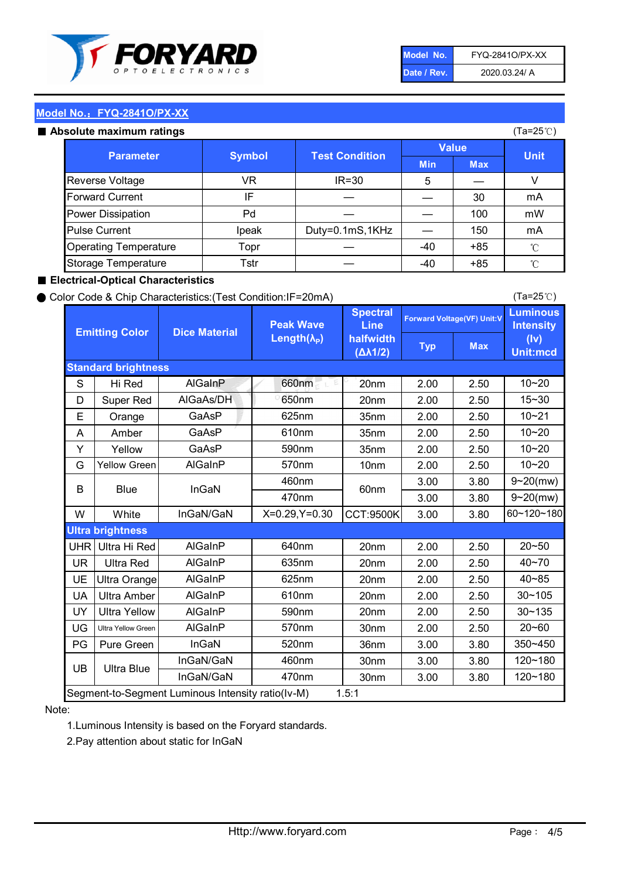| Model No. | FYQ-2841O/PX-XX |
|---|---|
| Date / Rev. | 2020.03.24/ A |

## Model No.：FYQ-2841O/PX-XX

### ■ Absolute maximum ratings

(Ta=25℃)

| Parameter | Symbol | Test Condition | Value | | Unit |
|---|---|---|---|---|---|
| | | | Min | Max | |
| Reverse Voltage | VR | IR=30 | 5 | — | V |
| Forward Current | IF | — | — | 30 | mA |
| Power Dissipation | Pd | — | — | 100 | mW |
| Pulse Current | Ipeak | Duty=0.1mS,1KHz | — | 150 | mA |
| Operating Temperature | Topr | — | -40 | +85 | ℃ |
| Storage Temperature | Tstr | — | -40 | +85 | ℃ |

### ■ Electrical-Optical Characteristics

● Color Code & Chip Characteristics:(Test Condition:IF=20mA)

(Ta=25℃)

| Emitting Color | | Dice Material | Peak Wave Length($\lambda_P$) | Spectral Line halfwidth ($\Delta\lambda 1/2$) | Forward Voltage(VF) Unit:V | | Luminous Intensity (Iv) Unit:mcd |
|---|---|---|---|---|---|---|---|
| | | | | | Typ | Max | |
| **Standard brightness** | | | | | | | |
| S | Hi Red | AlGaInP | 660nm | 20nm | 2.00 | 2.50 | 10~20 |
| D | Super Red | AlGaAs/DH | 650nm | 20nm | 2.00 | 2.50 | 15~30 |
| E | Orange | GaAsP | 625nm | 35nm | 2.00 | 2.50 | 10~21 |
| A | Amber | GaAsP | 610nm | 35nm | 2.00 | 2.50 | 10~20 |
| Y | Yellow | GaAsP | 590nm | 35nm | 2.00 | 2.50 | 10~20 |
| G | Yellow Green | AlGaInP | 570nm | 10nm | 2.00 | 2.50 | 10~20 |
| B | Blue | InGaN | 460nm | 60nm | 3.00 | 3.80 | 9~20(mw) |
| | | | 470nm | | 3.00 | 3.80 | 9~20(mw) |
| W | White | InGaN/GaN | X=0.29,Y=0.30 | CCT:9500K | 3.00 | 3.80 | 60~120~180 |
| **Ultra brightness** | | | | | | | |
| UHR | Ultra Hi Red | AlGaInP | 640nm | 20nm | 2.00 | 2.50 | 20~50 |
| UR | Ultra Red | AlGaInP | 635nm | 20nm | 2.00 | 2.50 | 40~70 |
| UE | Ultra Orange | AlGaInP | 625nm | 20nm | 2.00 | 2.50 | 40~85 |
| UA | Ultra Amber | AlGaInP | 610nm | 20nm | 2.00 | 2.50 | 30~105 |
| UY | Ultra Yellow | AlGaInP | 590nm | 20nm | 2.00 | 2.50 | 30~135 |
| UG | Ultra Yellow Green | AlGaInP | 570nm | 30nm | 2.00 | 2.50 | 20~60 |
| PG | Pure Green | InGaN | 520nm | 36nm | 3.00 | 3.80 | 350~450 |
| UB | Ultra Blue | InGaN/GaN | 460nm | 30nm | 3.00 | 3.80 | 120~180 |
| | | InGaN/GaN | 470nm | 30nm | 3.00 | 3.80 | 120~180 |
| Segment-to-Segment Luminous Intensity ratio(Iv-M) | | | 1.5:1 | | | | |

Note:

1.Luminous Intensity is based on the Foryard standards.

2.Pay attention about static for InGaN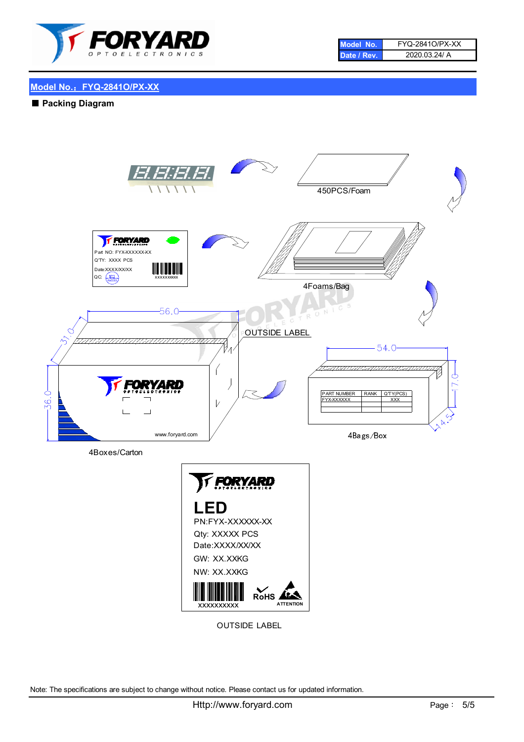| Model No. | FYQ-2841O/PX-XX |
| --- | --- |
| Date / Rev. | 2020.03.24/ A |

## Model No.：FYQ-2841O/PX-XX

### ■ Packing Diagram

450PCS/Foam

Part NO: FYX-XXXXXXX-XX
Q'TY: XXXX PCS
Date:XXXX/XX/XX
QC:

4Foams/Bag

56.0

31.0

36.0

OUTSIDE LABEL

www.foryard.com

4Boxes/Carton

54.0

17.0

14.5

| PART NUMBER | RANK | Q'TY(PCS) |
| --- | --- | --- |
| FYX-XXXXXX | | XXX |

4Bags/Box

LED
PN:FYX-XXXXXX-XX
Qty: XXXXX PCS
Date:XXXX/XX/XX
GW: XX.XXKG
NW: XX.XXKG
XXXXXXXXXX
RoHS
ATTENTION

OUTSIDE LABEL

Note: The specifications are subject to change without notice. Please contact us for updated information.

Http://www.foryard.com